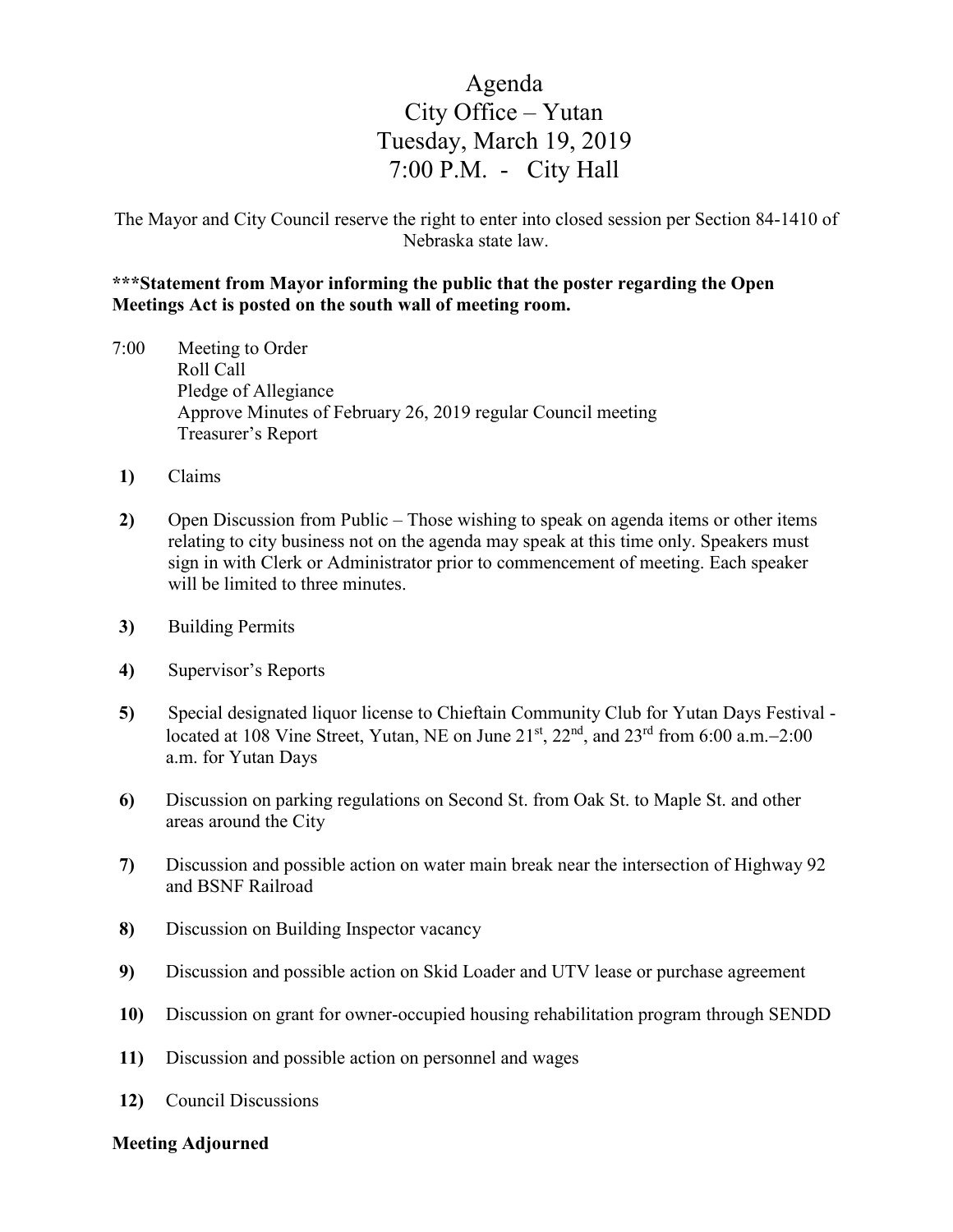# Agenda
# City Office – Yutan
# Tuesday, March 19, 2019
# 7:00 P.M. - City Hall

The Mayor and City Council reserve the right to enter into closed session per Section 84-1410 of Nebraska state law.

**\*\*\*Statement from Mayor informing the public that the poster regarding the Open Meetings Act is posted on the south wall of meeting room.**

7:00 Meeting to Order
Roll Call
Pledge of Allegiance
Approve Minutes of February 26, 2019 regular Council meeting
Treasurer's Report

**1)** Claims

**2)** Open Discussion from Public – Those wishing to speak on agenda items or other items relating to city business not on the agenda may speak at this time only. Speakers must sign in with Clerk or Administrator prior to commencement of meeting. Each speaker will be limited to three minutes.

**3)** Building Permits

**4)** Supervisor's Reports

**5)** Special designated liquor license to Chieftain Community Club for Yutan Days Festival - located at 108 Vine Street, Yutan, NE on June 21st, 22nd, and 23rd from 6:00 a.m.–2:00 a.m. for Yutan Days

**6)** Discussion on parking regulations on Second St. from Oak St. to Maple St. and other areas around the City

**7)** Discussion and possible action on water main break near the intersection of Highway 92 and BSNF Railroad

**8)** Discussion on Building Inspector vacancy

**9)** Discussion and possible action on Skid Loader and UTV lease or purchase agreement

**10)** Discussion on grant for owner-occupied housing rehabilitation program through SENDD

**11)** Discussion and possible action on personnel and wages

**12)** Council Discussions

**Meeting Adjourned**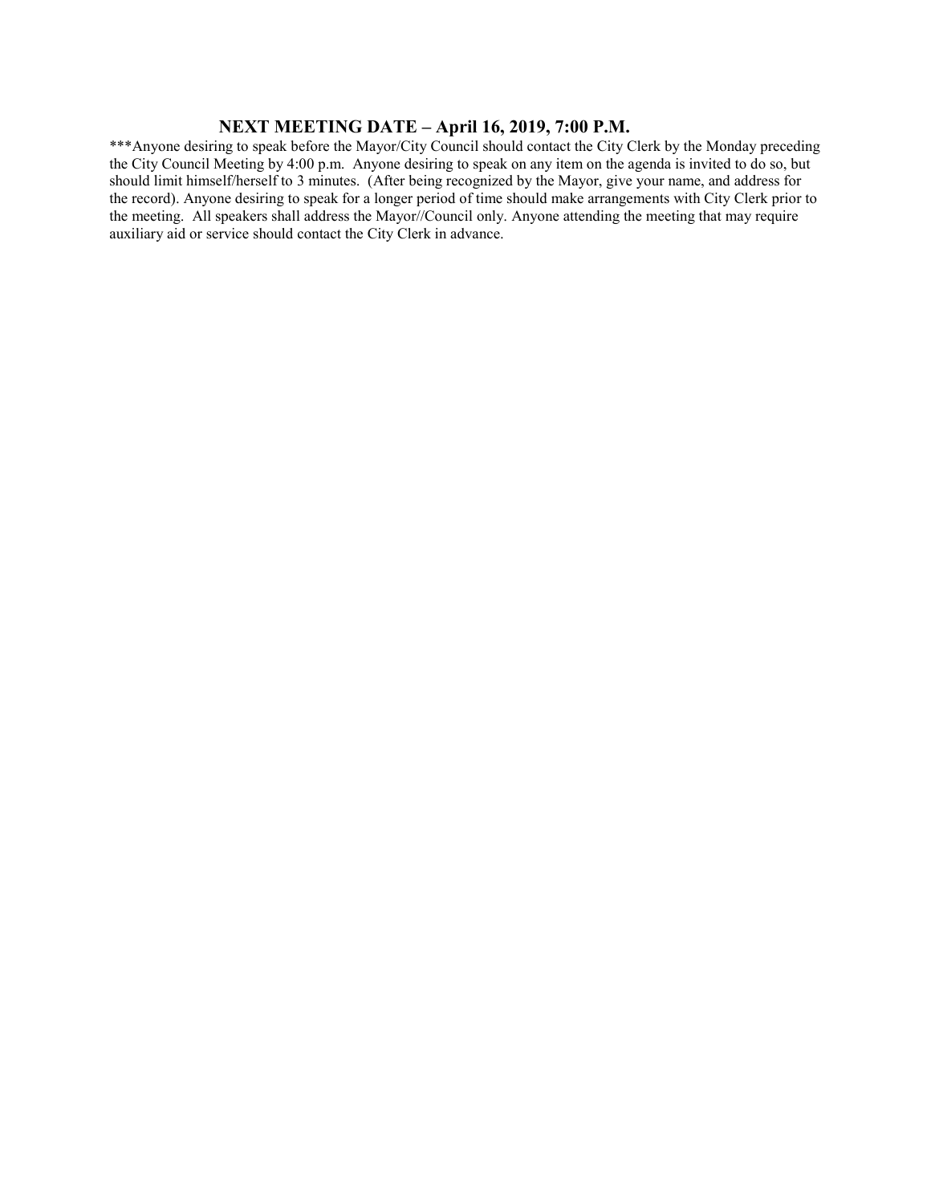## NEXT MEETING DATE – April 16, 2019, 7:00 P.M.

***Anyone desiring to speak before the Mayor/City Council should contact the City Clerk by the Monday preceding the City Council Meeting by 4:00 p.m. Anyone desiring to speak on any item on the agenda is invited to do so, but should limit himself/herself to 3 minutes. (After being recognized by the Mayor, give your name, and address for the record). Anyone desiring to speak for a longer period of time should make arrangements with City Clerk prior to the meeting. All speakers shall address the Mayor//Council only. Anyone attending the meeting that may require auxiliary aid or service should contact the City Clerk in advance.